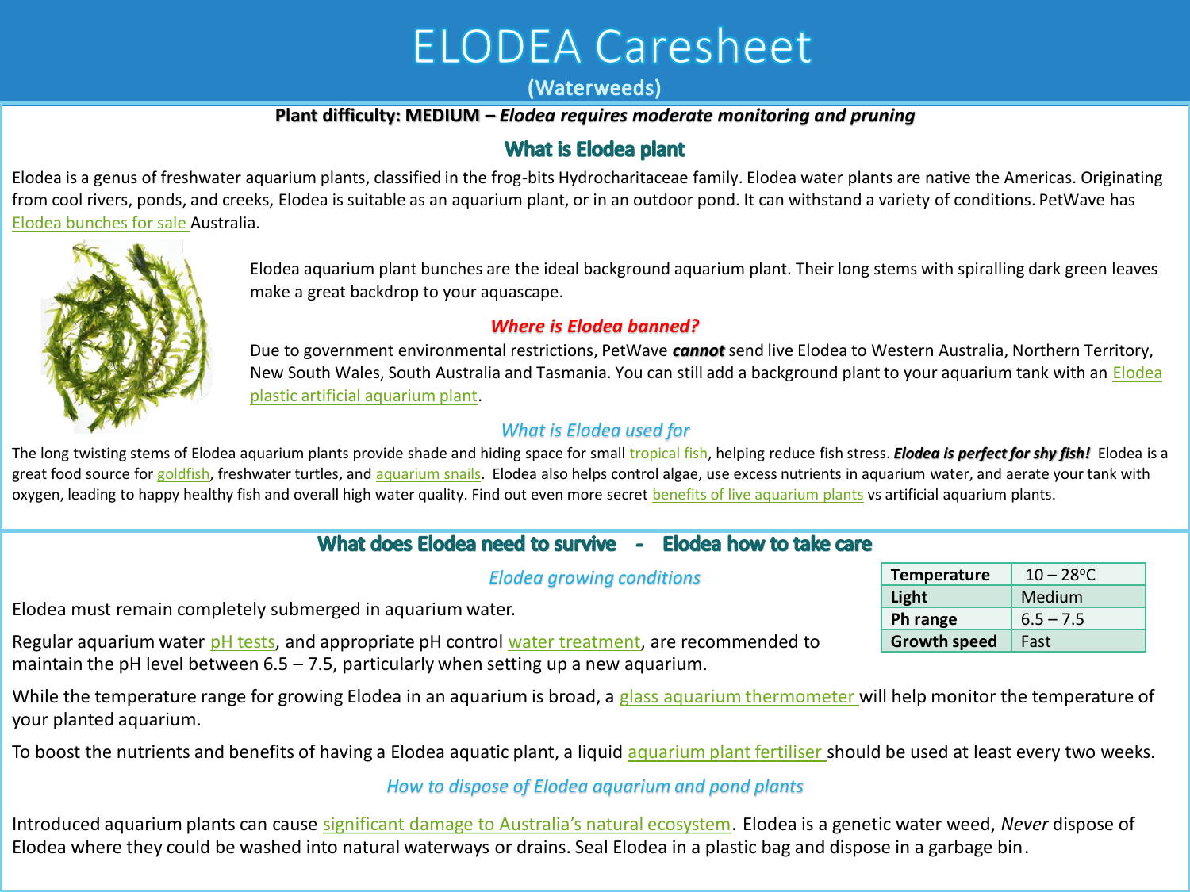# ELODEA Caresheet

(Waterweeds)

**Plant difficulty: MEDIUM – *Elodea requires moderate monitoring and pruning***

## What is Elodea plant

Elodea is a genus of freshwater aquarium plants, classified in the frog-bits Hydrocharitaceae family. Elodea water plants are native the Americas. Originating from cool rivers, ponds, and creeks, Elodea is suitable as an aquarium plant, or in an outdoor pond. It can withstand a variety of conditions. PetWave has Elodea bunches for sale Australia.

Elodea aquarium plant bunches are the ideal background aquarium plant. Their long stems with spiralling dark green leaves make a great backdrop to your aquascape.

### *Where is Elodea banned?*

Due to government environmental restrictions, PetWave ***cannot*** send live Elodea to Western Australia, Northern Territory, New South Wales, South Australia and Tasmania. You can still add a background plant to your aquarium tank with an Elodea plastic artificial aquarium plant.

### *What is Elodea used for*

The long twisting stems of Elodea aquarium plants provide shade and hiding space for small tropical fish, helping reduce fish stress. ***Elodea is perfect for shy fish!*** Elodea is a great food source for goldfish, freshwater turtles, and aquarium snails. Elodea also helps control algae, use excess nutrients in aquarium water, and aerate your tank with oxygen, leading to happy healthy fish and overall high water quality. Find out even more secret benefits of live aquarium plants vs artificial aquarium plants.

## What does Elodea need to survive - Elodea how to take care

| | |
|---|---|
| **Temperature** | 10 – 28°C |
| **Light** | Medium |
| **Ph range** | 6.5 – 7.5 |
| **Growth speed** | Fast |

### *Elodea growing conditions*

Elodea must remain completely submerged in aquarium water.

Regular aquarium water pH tests, and appropriate pH control water treatment, are recommended to maintain the pH level between 6.5 – 7.5, particularly when setting up a new aquarium.

While the temperature range for growing Elodea in an aquarium is broad, a glass aquarium thermometer will help monitor the temperature of your planted aquarium.

To boost the nutrients and benefits of having a Elodea aquatic plant, a liquid aquarium plant fertiliser should be used at least every two weeks.

### *How to dispose of Elodea aquarium and pond plants*

Introduced aquarium plants can cause significant damage to Australia's natural ecosystem. Elodea is a genetic water weed, *Never* dispose of Elodea where they could be washed into natural waterways or drains. Seal Elodea in a plastic bag and dispose in a garbage bin.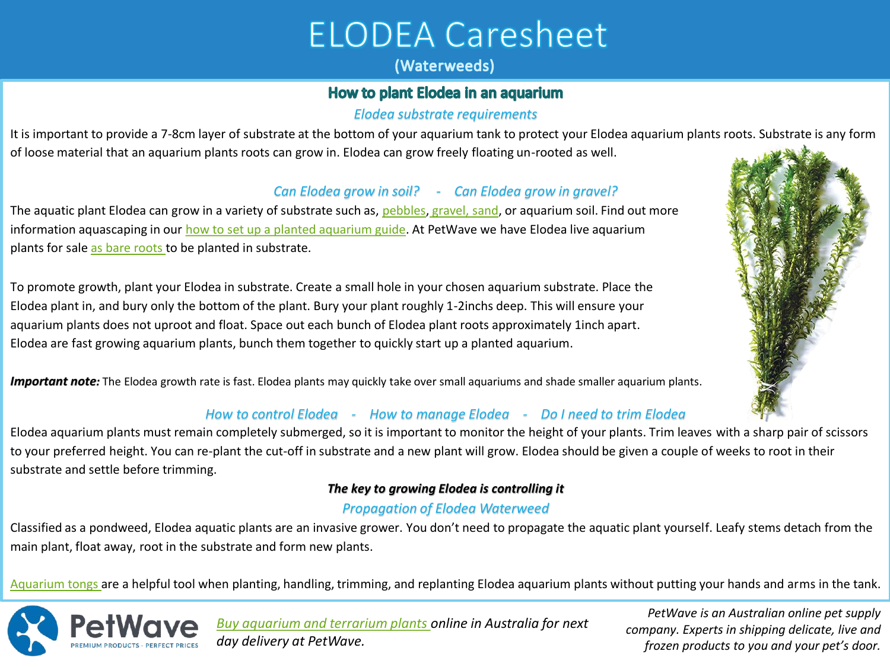# ELODEA Caresheet

(Waterweeds)

## How to plant Elodea in an aquarium

### *Elodea substrate requirements*

It is important to provide a 7-8cm layer of substrate at the bottom of your aquarium tank to protect your Elodea aquarium plants roots. Substrate is any form of loose material that an aquarium plants roots can grow in. Elodea can grow freely floating un-rooted as well.

### *Can Elodea grow in soil? - Can Elodea grow in gravel?*

The aquatic plant Elodea can grow in a variety of substrate such as, pebbles, gravel, sand, or aquarium soil. Find out more information aquascaping in our how to set up a planted aquarium guide. At PetWave we have Elodea live aquarium plants for sale as bare roots to be planted in substrate.

To promote growth, plant your Elodea in substrate. Create a small hole in your chosen aquarium substrate. Place the Elodea plant in, and bury only the bottom of the plant. Bury your plant roughly 1-2inchs deep. This will ensure your aquarium plants does not uproot and float. Space out each bunch of Elodea plant roots approximately 1inch apart. Elodea are fast growing aquarium plants, bunch them together to quickly start up a planted aquarium.

***Important note:*** The Elodea growth rate is fast. Elodea plants may quickly take over small aquariums and shade smaller aquarium plants.

### *How to control Elodea - How to manage Elodea - Do I need to trim Elodea*

Elodea aquarium plants must remain completely submerged, so it is important to monitor the height of your plants. Trim leaves with a sharp pair of scissors to your preferred height. You can re-plant the cut-off in substrate and a new plant will grow. Elodea should be given a couple of weeks to root in their substrate and settle before trimming.

***The key to growing Elodea is controlling it***

### *Propagation of Elodea Waterweed*

Classified as a pondweed, Elodea aquatic plants are an invasive grower. You don't need to propagate the aquatic plant yourself. Leafy stems detach from the main plant, float away, root in the substrate and form new plants.

Aquarium tongs are a helpful tool when planting, handling, trimming, and replanting Elodea aquarium plants without putting your hands and arms in the tank.

PetWave
PREMIUM PRODUCTS - PERFECT PRICES

*Buy aquarium and terrarium plants online in Australia for next day delivery at PetWave.*

*PetWave is an Australian online pet supply company. Experts in shipping delicate, live and frozen products to you and your pet's door.*